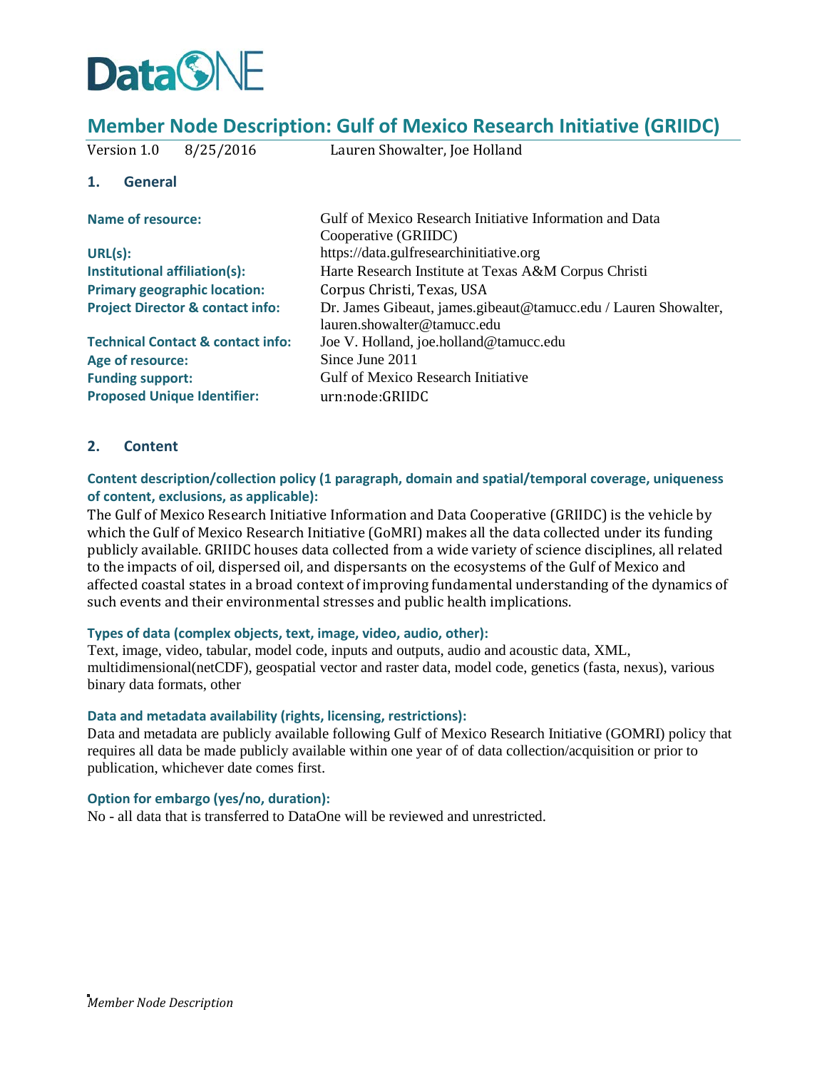DataONE

# Member Node Description: Gulf of Mexico Research Initiative (GRIIDC)

Version 1.0 8/25/2016 Lauren Showalter, Joe Holland

## 1. General

| | |
|---|---|
| **Name of resource:** | Gulf of Mexico Research Initiative Information and Data Cooperative (GRIIDC) |
| **URL(s):** | https://data.gulfresearchinitiative.org |
| **Institutional affiliation(s):** | Harte Research Institute at Texas A&M Corpus Christi |
| **Primary geographic location:** | Corpus Christi, Texas, USA |
| **Project Director & contact info:** | Dr. James Gibeaut, james.gibeaut@tamucc.edu / Lauren Showalter, lauren.showalter@tamucc.edu |
| **Technical Contact & contact info:** | Joe V. Holland, joe.holland@tamucc.edu |
| **Age of resource:** | Since June 2011 |
| **Funding support:** | Gulf of Mexico Research Initiative |
| **Proposed Unique Identifier:** | urn:node:GRIIDC |

## 2. Content

### Content description/collection policy (1 paragraph, domain and spatial/temporal coverage, uniqueness of content, exclusions, as applicable):

The Gulf of Mexico Research Initiative Information and Data Cooperative (GRIIDC) is the vehicle by which the Gulf of Mexico Research Initiative (GoMRI) makes all the data collected under its funding publicly available. GRIIDC houses data collected from a wide variety of science disciplines, all related to the impacts of oil, dispersed oil, and dispersants on the ecosystems of the Gulf of Mexico and affected coastal states in a broad context of improving fundamental understanding of the dynamics of such events and their environmental stresses and public health implications.

### Types of data (complex objects, text, image, video, audio, other):

Text, image, video, tabular, model code, inputs and outputs, audio and acoustic data, XML, multidimensional(netCDF), geospatial vector and raster data, model code, genetics (fasta, nexus), various binary data formats, other

### Data and metadata availability (rights, licensing, restrictions):

Data and metadata are publicly available following Gulf of Mexico Research Initiative (GOMRI) policy that requires all data be made publicly available within one year of of data collection/acquisition or prior to publication, whichever date comes first.

### Option for embargo (yes/no, duration):

No - all data that is transferred to DataOne will be reviewed and unrestricted.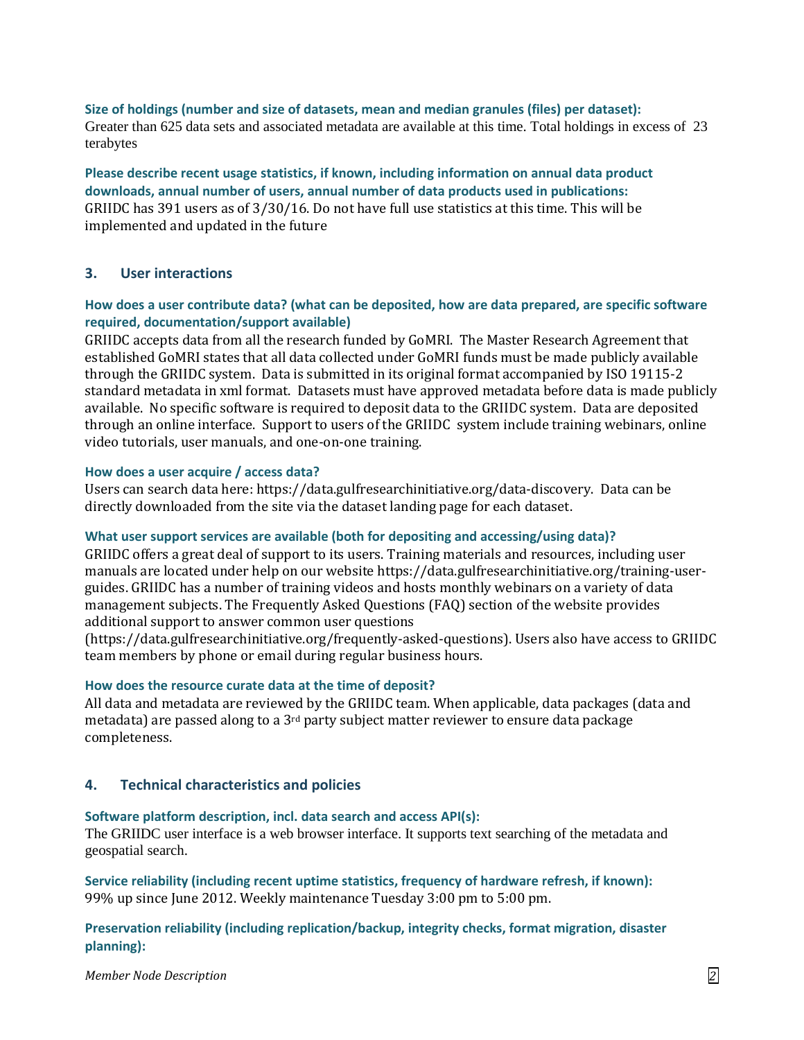**Size of holdings (number and size of datasets, mean and median granules (files) per dataset):**
Greater than 625 data sets and associated metadata are available at this time. Total holdings in excess of 23 terabytes

**Please describe recent usage statistics, if known, including information on annual data product downloads, annual number of users, annual number of data products used in publications:**
GRIIDC has 391 users as of 3/30/16. Do not have full use statistics at this time. This will be implemented and updated in the future

## 3. User interactions

**How does a user contribute data? (what can be deposited, how are data prepared, are specific software required, documentation/support available)**
GRIIDC accepts data from all the research funded by GoMRI. The Master Research Agreement that established GoMRI states that all data collected under GoMRI funds must be made publicly available through the GRIIDC system. Data is submitted in its original format accompanied by ISO 19115-2 standard metadata in xml format. Datasets must have approved metadata before data is made publicly available. No specific software is required to deposit data to the GRIIDC system. Data are deposited through an online interface. Support to users of the GRIIDC system include training webinars, online video tutorials, user manuals, and one-on-one training.

**How does a user acquire / access data?**
Users can search data here: https://data.gulfresearchinitiative.org/data-discovery. Data can be directly downloaded from the site via the dataset landing page for each dataset.

**What user support services are available (both for depositing and accessing/using data)?**
GRIIDC offers a great deal of support to its users. Training materials and resources, including user manuals are located under help on our website https://data.gulfresearchinitiative.org/training-user-guides. GRIIDC has a number of training videos and hosts monthly webinars on a variety of data management subjects. The Frequently Asked Questions (FAQ) section of the website provides additional support to answer common user questions (https://data.gulfresearchinitiative.org/frequently-asked-questions). Users also have access to GRIIDC team members by phone or email during regular business hours.

**How does the resource curate data at the time of deposit?**
All data and metadata are reviewed by the GRIIDC team. When applicable, data packages (data and metadata) are passed along to a 3rd party subject matter reviewer to ensure data package completeness.

## 4. Technical characteristics and policies

**Software platform description, incl. data search and access API(s):**
The GRIIDC user interface is a web browser interface. It supports text searching of the metadata and geospatial search.

**Service reliability (including recent uptime statistics, frequency of hardware refresh, if known):**
99% up since June 2012. Weekly maintenance Tuesday 3:00 pm to 5:00 pm.

**Preservation reliability (including replication/backup, integrity checks, format migration, disaster planning):**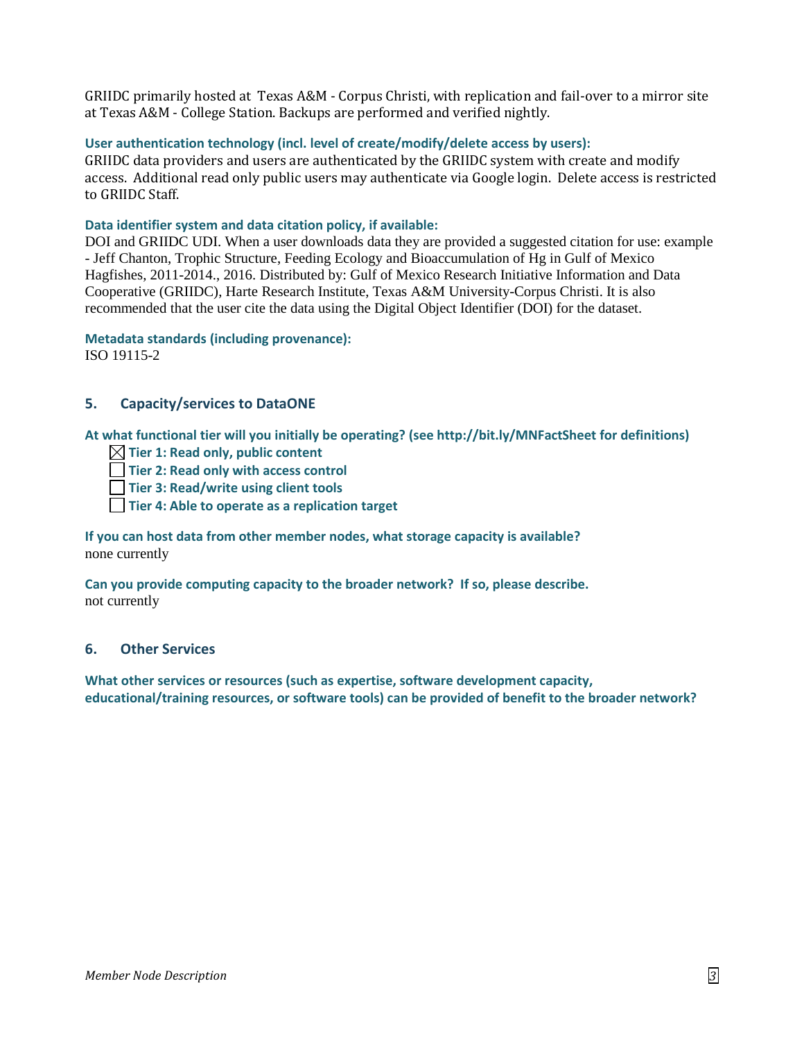GRIIDC primarily hosted at Texas A&M - Corpus Christi, with replication and fail-over to a mirror site at Texas A&M - College Station. Backups are performed and verified nightly.

**User authentication technology (incl. level of create/modify/delete access by users):**
GRIIDC data providers and users are authenticated by the GRIIDC system with create and modify access. Additional read only public users may authenticate via Google login. Delete access is restricted to GRIIDC Staff.

**Data identifier system and data citation policy, if available:**
DOI and GRIIDC UDI. When a user downloads data they are provided a suggested citation for use: example - Jeff Chanton, Trophic Structure, Feeding Ecology and Bioaccumulation of Hg in Gulf of Mexico Hagfishes, 2011-2014., 2016. Distributed by: Gulf of Mexico Research Initiative Information and Data Cooperative (GRIIDC), Harte Research Institute, Texas A&M University-Corpus Christi. It is also recommended that the user cite the data using the Digital Object Identifier (DOI) for the dataset.

**Metadata standards (including provenance):**
ISO 19115-2

## 5. Capacity/services to DataONE

**At what functional tier will you initially be operating? (see http://bit.ly/MNFactSheet for definitions)**

- [x] **Tier 1: Read only, public content**
- [ ] **Tier 2: Read only with access control**
- [ ] **Tier 3: Read/write using client tools**
- [ ] **Tier 4: Able to operate as a replication target**

**If you can host data from other member nodes, what storage capacity is available?**
none currently

**Can you provide computing capacity to the broader network? If so, please describe.**
not currently

## 6. Other Services

**What other services or resources (such as expertise, software development capacity, educational/training resources, or software tools) can be provided of benefit to the broader network?**